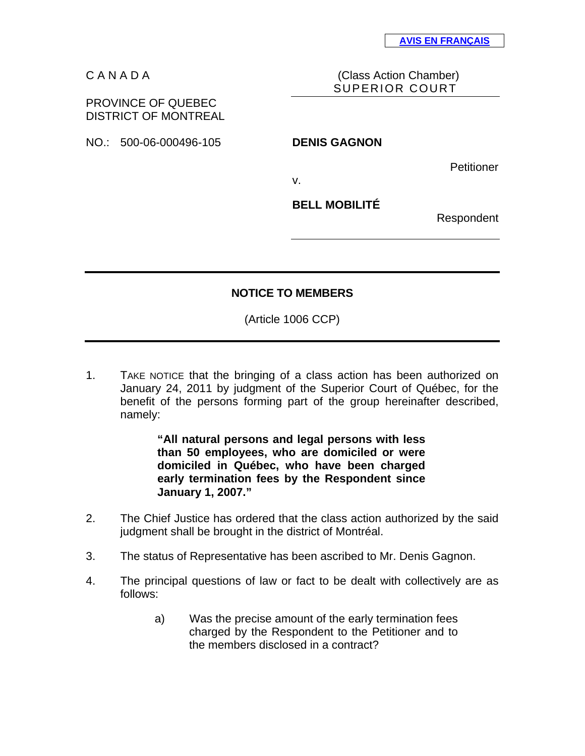**AVIS EN FRANÇAIS**

C A N A D A

PROVINCE OF QUEBEC
DISTRICT OF MONTREAL

NO.: 500-06-000496-105

(Class Action Chamber)
SUPERIOR COURT

**DENIS GAGNON**

Petitioner

v.

**BELL MOBILITÉ**

Respondent

---

## NOTICE TO MEMBERS

(Article 1006 CCP)

---

1. TAKE NOTICE that the bringing of a class action has been authorized on January 24, 2011 by judgment of the Superior Court of Québec, for the benefit of the persons forming part of the group hereinafter described, namely:

   > **"All natural persons and legal persons with less than 50 employees, who are domiciled or were domiciled in Québec, who have been charged early termination fees by the Respondent since January 1, 2007."**

2. The Chief Justice has ordered that the class action authorized by the said judgment shall be brought in the district of Montréal.

3. The status of Representative has been ascribed to Mr. Denis Gagnon.

4. The principal questions of law or fact to be dealt with collectively are as follows:

   a) Was the precise amount of the early termination fees charged by the Respondent to the Petitioner and to the members disclosed in a contract?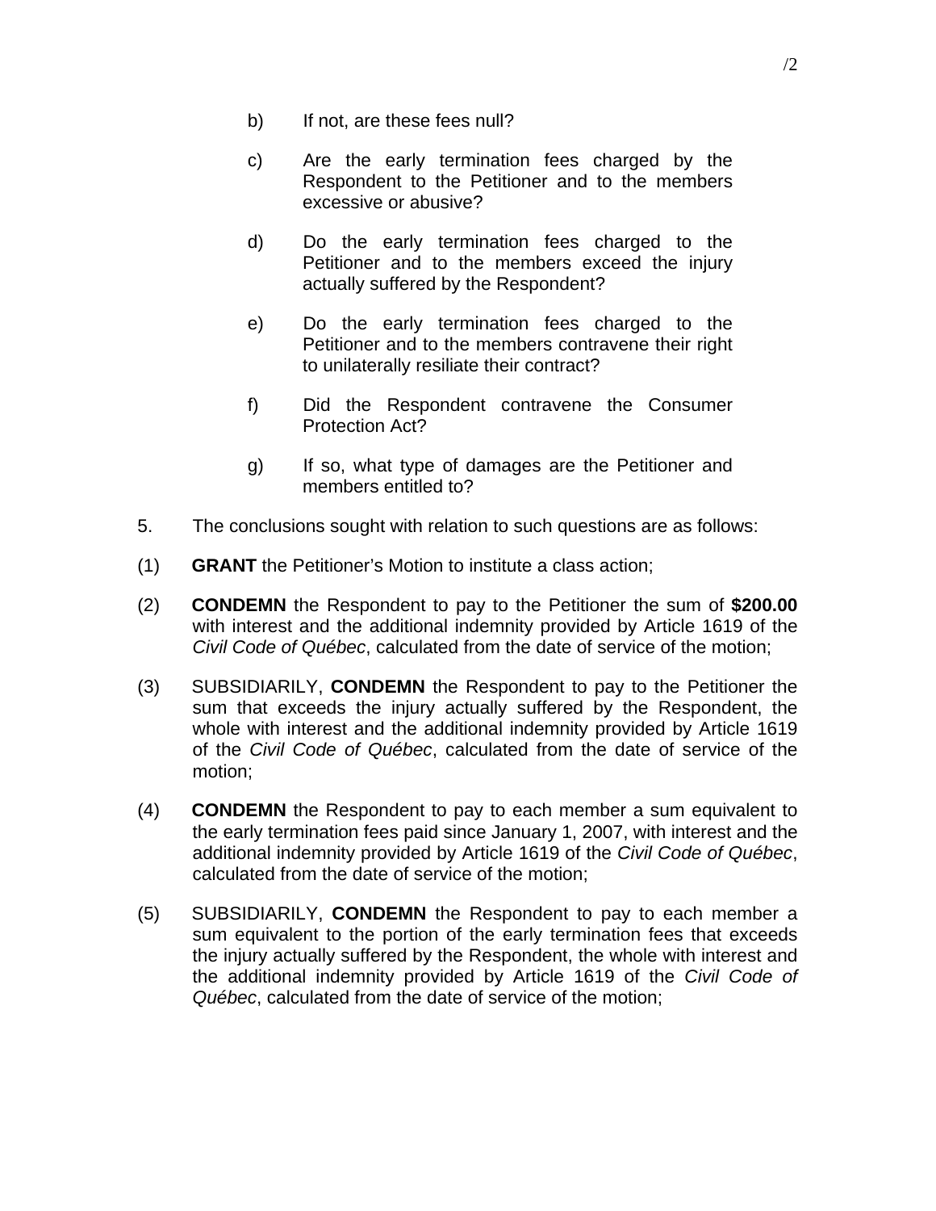b) If not, are these fees null?

c) Are the early termination fees charged by the Respondent to the Petitioner and to the members excessive or abusive?

d) Do the early termination fees charged to the Petitioner and to the members exceed the injury actually suffered by the Respondent?

e) Do the early termination fees charged to the Petitioner and to the members contravene their right to unilaterally resiliate their contract?

f) Did the Respondent contravene the Consumer Protection Act?

g) If so, what type of damages are the Petitioner and members entitled to?

5. The conclusions sought with relation to such questions are as follows:

(1) **GRANT** the Petitioner's Motion to institute a class action;

(2) **CONDEMN** the Respondent to pay to the Petitioner the sum of **$200.00** with interest and the additional indemnity provided by Article 1619 of the *Civil Code of Québec*, calculated from the date of service of the motion;

(3) SUBSIDIARILY, **CONDEMN** the Respondent to pay to the Petitioner the sum that exceeds the injury actually suffered by the Respondent, the whole with interest and the additional indemnity provided by Article 1619 of the *Civil Code of Québec*, calculated from the date of service of the motion;

(4) **CONDEMN** the Respondent to pay to each member a sum equivalent to the early termination fees paid since January 1, 2007, with interest and the additional indemnity provided by Article 1619 of the *Civil Code of Québec*, calculated from the date of service of the motion;

(5) SUBSIDIARILY, **CONDEMN** the Respondent to pay to each member a sum equivalent to the portion of the early termination fees that exceeds the injury actually suffered by the Respondent, the whole with interest and the additional indemnity provided by Article 1619 of the *Civil Code of Québec*, calculated from the date of service of the motion;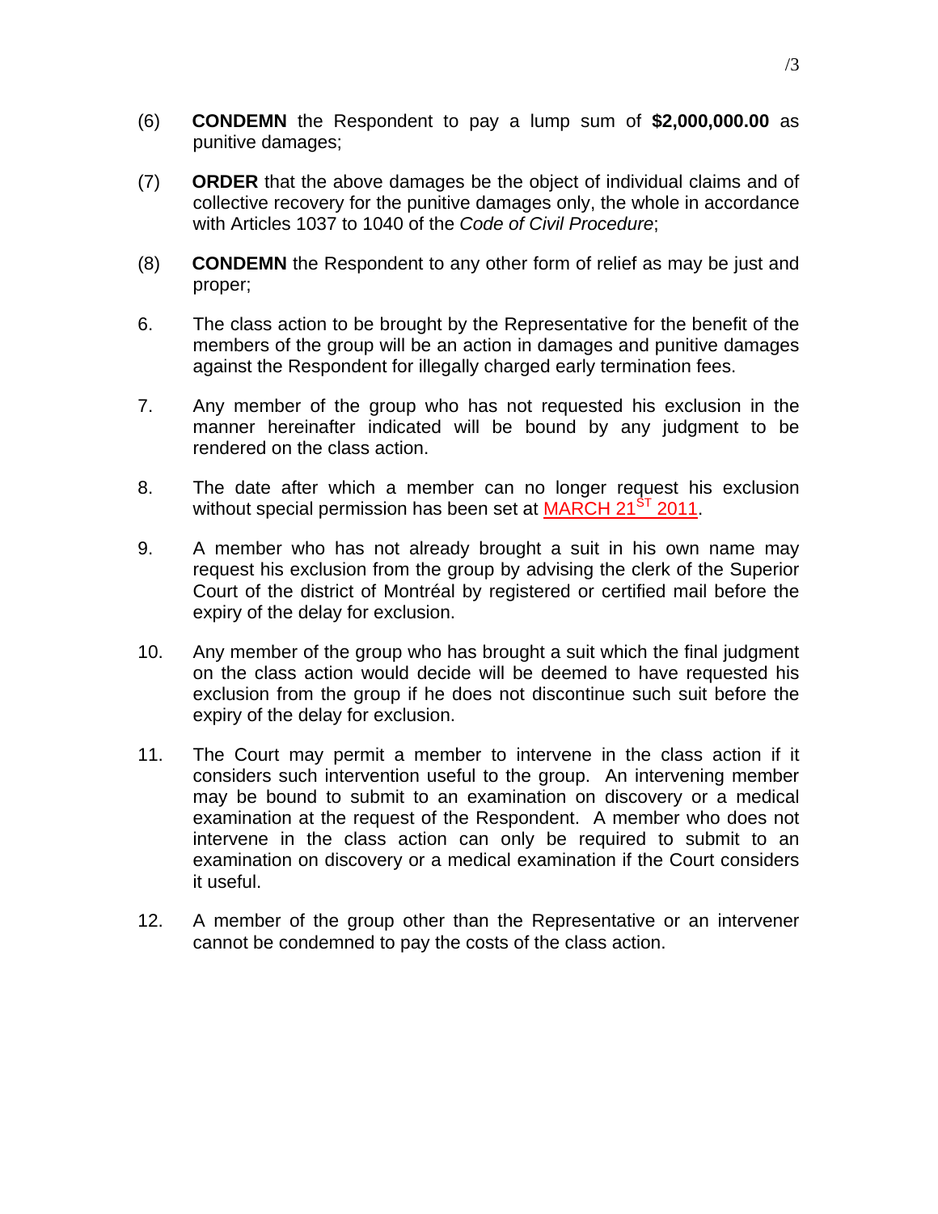(6) **CONDEMN** the Respondent to pay a lump sum of **$2,000,000.00** as punitive damages;

(7) **ORDER** that the above damages be the object of individual claims and of collective recovery for the punitive damages only, the whole in accordance with Articles 1037 to 1040 of the *Code of Civil Procedure*;

(8) **CONDEMN** the Respondent to any other form of relief as may be just and proper;

6. The class action to be brought by the Representative for the benefit of the members of the group will be an action in damages and punitive damages against the Respondent for illegally charged early termination fees.

7. Any member of the group who has not requested his exclusion in the manner hereinafter indicated will be bound by any judgment to be rendered on the class action.

8. The date after which a member can no longer request his exclusion without special permission has been set at MARCH 21ST 2011.

9. A member who has not already brought a suit in his own name may request his exclusion from the group by advising the clerk of the Superior Court of the district of Montréal by registered or certified mail before the expiry of the delay for exclusion.

10. Any member of the group who has brought a suit which the final judgment on the class action would decide will be deemed to have requested his exclusion from the group if he does not discontinue such suit before the expiry of the delay for exclusion.

11. The Court may permit a member to intervene in the class action if it considers such intervention useful to the group. An intervening member may be bound to submit to an examination on discovery or a medical examination at the request of the Respondent. A member who does not intervene in the class action can only be required to submit to an examination on discovery or a medical examination if the Court considers it useful.

12. A member of the group other than the Representative or an intervener cannot be condemned to pay the costs of the class action.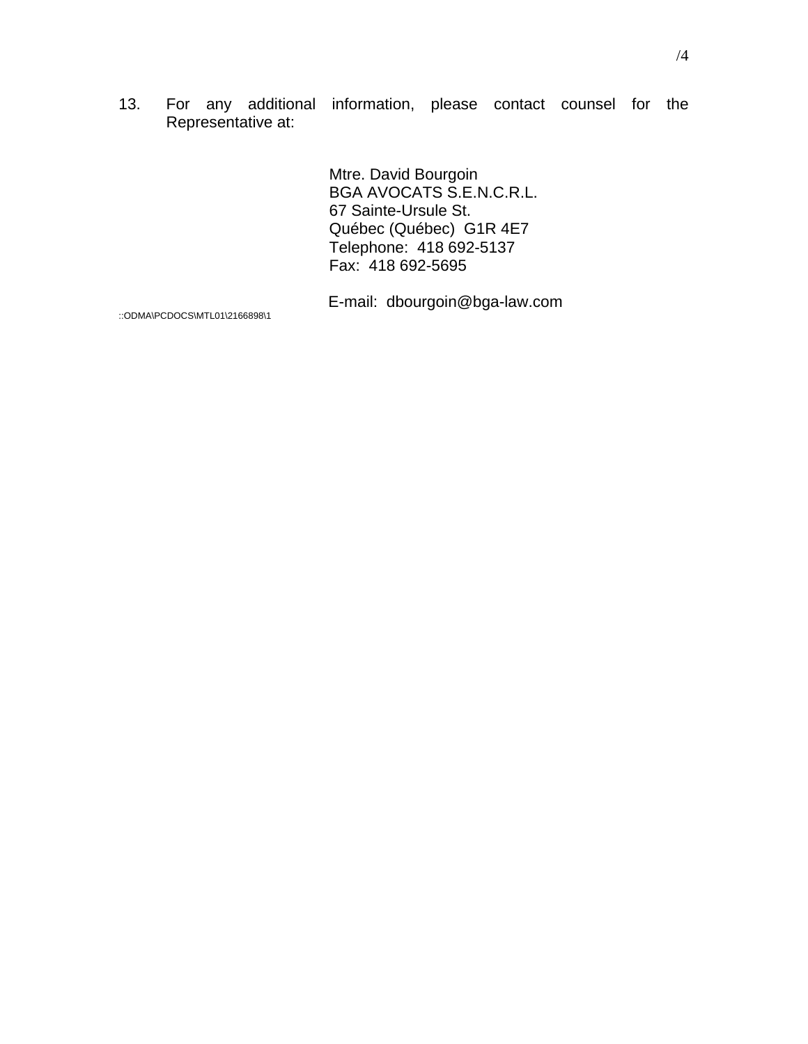13. For any additional information, please contact counsel for the Representative at:

Mtre. David Bourgoin
BGA AVOCATS S.E.N.C.R.L.
67 Sainte-Ursule St.
Québec (Québec) G1R 4E7
Telephone: 418 692-5137
Fax: 418 692-5695

E-mail: dbourgoin@bga-law.com

::ODMA\PCDOCS\MTL01\2166898\1